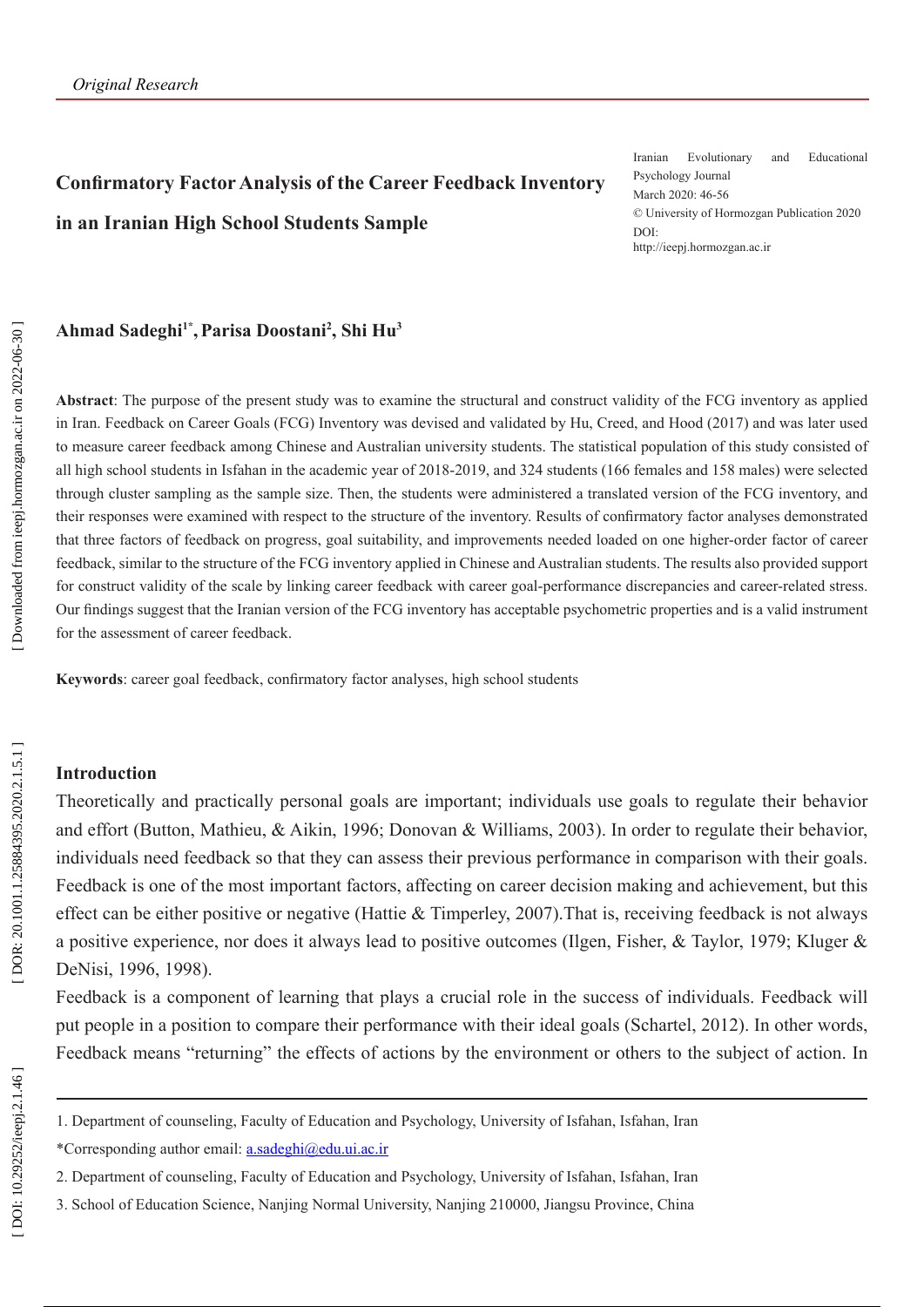*Original Research*

# Confirmatory Factor Analysis of the Career Feedback Inventory in an Iranian High School Students Sample

Iranian Evolutionary and Educational Psychology Journal
March 2020: 46-56
© University of Hormozgan Publication 2020
DOI:
http://ieepj.hormozgan.ac.ir

**Ahmad Sadeghi[1*], Parisa Doostani[2], Shi Hu[3]**

**Abstract**: The purpose of the present study was to examine the structural and construct validity of the FCG inventory as applied in Iran. Feedback on Career Goals (FCG) Inventory was devised and validated by Hu, Creed, and Hood (2017) and was later used to measure career feedback among Chinese and Australian university students. The statistical population of this study consisted of all high school students in Isfahan in the academic year of 2018-2019, and 324 students (166 females and 158 males) were selected through cluster sampling as the sample size. Then, the students were administered a translated version of the FCG inventory, and their responses were examined with respect to the structure of the inventory. Results of confirmatory factor analyses demonstrated that three factors of feedback on progress, goal suitability, and improvements needed loaded on one higher-order factor of career feedback, similar to the structure of the FCG inventory applied in Chinese and Australian students. The results also provided support for construct validity of the scale by linking career feedback with career goal-performance discrepancies and career-related stress. Our findings suggest that the Iranian version of the FCG inventory has acceptable psychometric properties and is a valid instrument for the assessment of career feedback.

**Keywords**: career goal feedback, confirmatory factor analyses, high school students

## Introduction

Theoretically and practically personal goals are important; individuals use goals to regulate their behavior and effort (Button, Mathieu, & Aikin, 1996; Donovan & Williams, 2003). In order to regulate their behavior, individuals need feedback so that they can assess their previous performance in comparison with their goals. Feedback is one of the most important factors, affecting on career decision making and achievement, but this effect can be either positive or negative (Hattie & Timperley, 2007).That is, receiving feedback is not always a positive experience, nor does it always lead to positive outcomes (Ilgen, Fisher, & Taylor, 1979; Kluger & DeNisi, 1996, 1998).

Feedback is a component of learning that plays a crucial role in the success of individuals. Feedback will put people in a position to compare their performance with their ideal goals (Schartel, 2012). In other words, Feedback means "returning" the effects of actions by the environment or others to the subject of action. In

---

1. Department of counseling, Faculty of Education and Psychology, University of Isfahan, Isfahan, Iran

*Corresponding author email: a.sadeghi@edu.ui.ac.ir

2. Department of counseling, Faculty of Education and Psychology, University of Isfahan, Isfahan, Iran

3. School of Education Science, Nanjing Normal University, Nanjing 210000, Jiangsu Province, China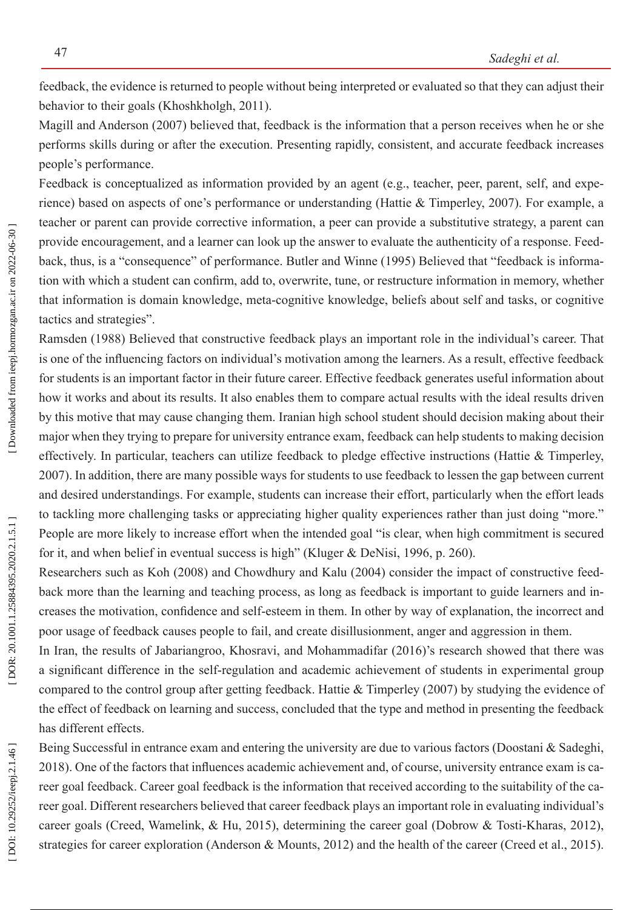feedback, the evidence is returned to people without being interpreted or evaluated so that they can adjust their behavior to their goals (Khoshkholgh, 2011).

Magill and Anderson (2007) believed that, feedback is the information that a person receives when he or she performs skills during or after the execution. Presenting rapidly, consistent, and accurate feedback increases people's performance.

Feedback is conceptualized as information provided by an agent (e.g., teacher, peer, parent, self, and experience) based on aspects of one's performance or understanding (Hattie & Timperley, 2007). For example, a teacher or parent can provide corrective information, a peer can provide a substitutive strategy, a parent can provide encouragement, and a learner can look up the answer to evaluate the authenticity of a response. Feedback, thus, is a "consequence" of performance. Butler and Winne (1995) Believed that "feedback is information with which a student can confirm, add to, overwrite, tune, or restructure information in memory, whether that information is domain knowledge, meta-cognitive knowledge, beliefs about self and tasks, or cognitive tactics and strategies".

Ramsden (1988) Believed that constructive feedback plays an important role in the individual's career. That is one of the influencing factors on individual's motivation among the learners. As a result, effective feedback for students is an important factor in their future career. Effective feedback generates useful information about how it works and about its results. It also enables them to compare actual results with the ideal results driven by this motive that may cause changing them. Iranian high school student should decision making about their major when they trying to prepare for university entrance exam, feedback can help students to making decision effectively. In particular, teachers can utilize feedback to pledge effective instructions (Hattie & Timperley, 2007). In addition, there are many possible ways for students to use feedback to lessen the gap between current and desired understandings. For example, students can increase their effort, particularly when the effort leads to tackling more challenging tasks or appreciating higher quality experiences rather than just doing "more." People are more likely to increase effort when the intended goal "is clear, when high commitment is secured for it, and when belief in eventual success is high" (Kluger & DeNisi, 1996, p. 260).

Researchers such as Koh (2008) and Chowdhury and Kalu (2004) consider the impact of constructive feedback more than the learning and teaching process, as long as feedback is important to guide learners and increases the motivation, confidence and self-esteem in them. In other by way of explanation, the incorrect and poor usage of feedback causes people to fail, and create disillusionment, anger and aggression in them.

In Iran, the results of Jabariangroo, Khosravi, and Mohammadifar (2016)'s research showed that there was a significant difference in the self-regulation and academic achievement of students in experimental group compared to the control group after getting feedback. Hattie & Timperley (2007) by studying the evidence of the effect of feedback on learning and success, concluded that the type and method in presenting the feedback has different effects.

Being Successful in entrance exam and entering the university are due to various factors (Doostani & Sadeghi, 2018). One of the factors that influences academic achievement and, of course, university entrance exam is career goal feedback. Career goal feedback is the information that received according to the suitability of the career goal. Different researchers believed that career feedback plays an important role in evaluating individual's career goals (Creed, Wamelink, & Hu, 2015), determining the career goal (Dobrow & Tosti-Kharas, 2012), strategies for career exploration (Anderson & Mounts, 2012) and the health of the career (Creed et al., 2015).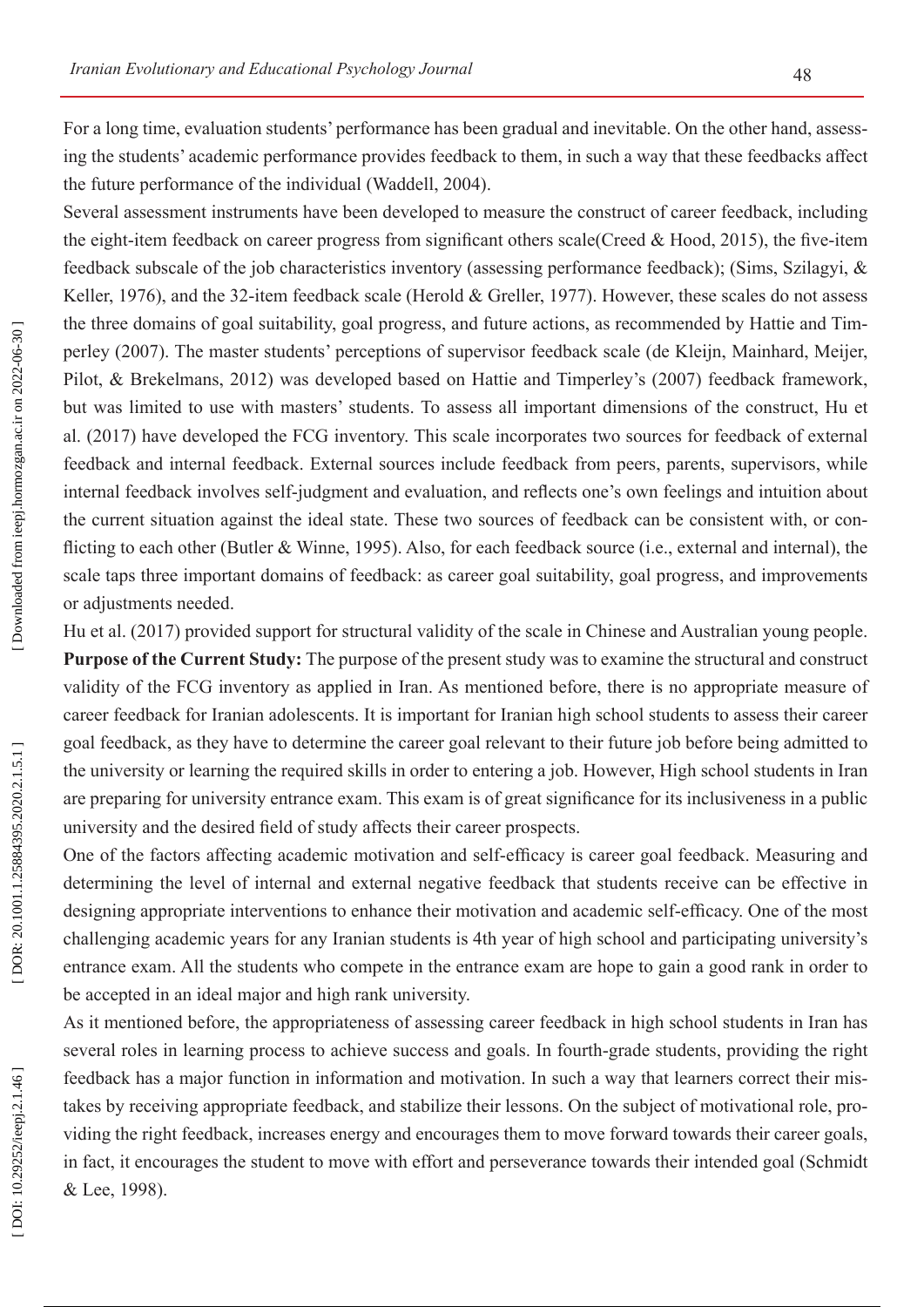For a long time, evaluation students' performance has been gradual and inevitable. On the other hand, assessing the students' academic performance provides feedback to them, in such a way that these feedbacks affect the future performance of the individual (Waddell, 2004).

Several assessment instruments have been developed to measure the construct of career feedback, including the eight-item feedback on career progress from significant others scale(Creed & Hood, 2015), the five-item feedback subscale of the job characteristics inventory (assessing performance feedback); (Sims, Szilagyi, & Keller, 1976), and the 32-item feedback scale (Herold & Greller, 1977). However, these scales do not assess the three domains of goal suitability, goal progress, and future actions, as recommended by Hattie and Timperley (2007). The master students' perceptions of supervisor feedback scale (de Kleijn, Mainhard, Meijer, Pilot, & Brekelmans, 2012) was developed based on Hattie and Timperley's (2007) feedback framework, but was limited to use with masters' students. To assess all important dimensions of the construct, Hu et al. (2017) have developed the FCG inventory. This scale incorporates two sources for feedback of external feedback and internal feedback. External sources include feedback from peers, parents, supervisors, while internal feedback involves self-judgment and evaluation, and reflects one's own feelings and intuition about the current situation against the ideal state. These two sources of feedback can be consistent with, or conflicting to each other (Butler & Winne, 1995). Also, for each feedback source (i.e., external and internal), the scale taps three important domains of feedback: as career goal suitability, goal progress, and improvements or adjustments needed.

Hu et al. (2017) provided support for structural validity of the scale in Chinese and Australian young people.

**Purpose of the Current Study:** The purpose of the present study was to examine the structural and construct validity of the FCG inventory as applied in Iran. As mentioned before, there is no appropriate measure of career feedback for Iranian adolescents. It is important for Iranian high school students to assess their career goal feedback, as they have to determine the career goal relevant to their future job before being admitted to the university or learning the required skills in order to entering a job. However, High school students in Iran are preparing for university entrance exam. This exam is of great significance for its inclusiveness in a public university and the desired field of study affects their career prospects.

One of the factors affecting academic motivation and self-efficacy is career goal feedback. Measuring and determining the level of internal and external negative feedback that students receive can be effective in designing appropriate interventions to enhance their motivation and academic self-efficacy. One of the most challenging academic years for any Iranian students is 4th year of high school and participating university's entrance exam. All the students who compete in the entrance exam are hope to gain a good rank in order to be accepted in an ideal major and high rank university.

As it mentioned before, the appropriateness of assessing career feedback in high school students in Iran has several roles in learning process to achieve success and goals. In fourth-grade students, providing the right feedback has a major function in information and motivation. In such a way that learners correct their mistakes by receiving appropriate feedback, and stabilize their lessons. On the subject of motivational role, providing the right feedback, increases energy and encourages them to move forward towards their career goals, in fact, it encourages the student to move with effort and perseverance towards their intended goal (Schmidt & Lee, 1998).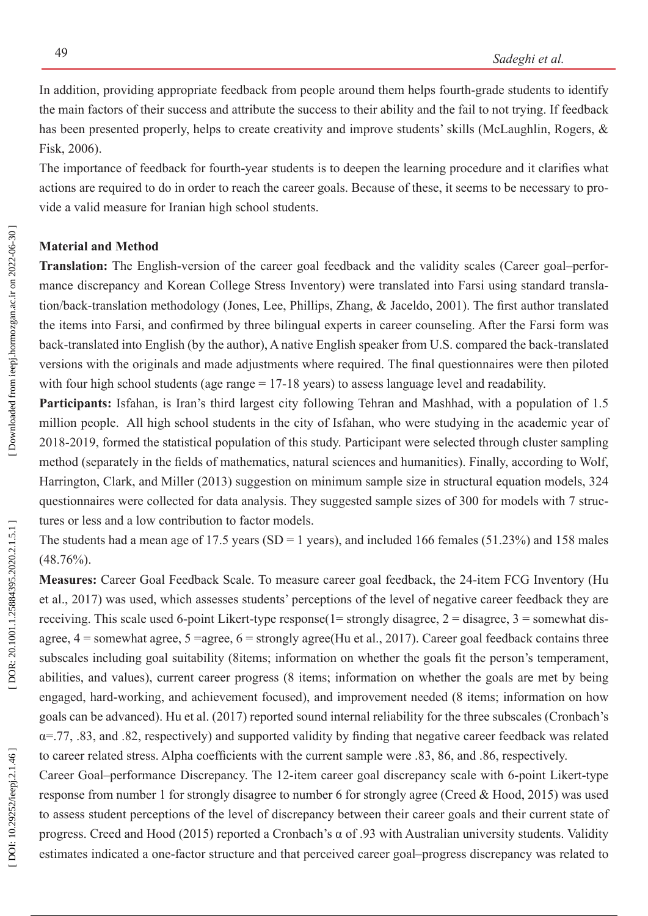In addition, providing appropriate feedback from people around them helps fourth-grade students to identify the main factors of their success and attribute the success to their ability and the fail to not trying. If feedback has been presented properly, helps to create creativity and improve students' skills (McLaughlin, Rogers, & Fisk, 2006).

The importance of feedback for fourth-year students is to deepen the learning procedure and it clarifies what actions are required to do in order to reach the career goals. Because of these, it seems to be necessary to provide a valid measure for Iranian high school students.

## Material and Method

**Translation:** The English-version of the career goal feedback and the validity scales (Career goal–performance discrepancy and Korean College Stress Inventory) were translated into Farsi using standard translation/back-translation methodology (Jones, Lee, Phillips, Zhang, & Jaceldo, 2001). The first author translated the items into Farsi, and confirmed by three bilingual experts in career counseling. After the Farsi form was back-translated into English (by the author), A native English speaker from U.S. compared the back-translated versions with the originals and made adjustments where required. The final questionnaires were then piloted with four high school students (age range = 17-18 years) to assess language level and readability.

**Participants:** Isfahan, is Iran's third largest city following Tehran and Mashhad, with a population of 1.5 million people. All high school students in the city of Isfahan, who were studying in the academic year of 2018-2019, formed the statistical population of this study. Participant were selected through cluster sampling method (separately in the fields of mathematics, natural sciences and humanities). Finally, according to Wolf, Harrington, Clark, and Miller (2013) suggestion on minimum sample size in structural equation models, 324 questionnaires were collected for data analysis. They suggested sample sizes of 300 for models with 7 structures or less and a low contribution to factor models.

The students had a mean age of 17.5 years (SD = 1 years), and included 166 females (51.23%) and 158 males (48.76%).

**Measures:** Career Goal Feedback Scale. To measure career goal feedback, the 24-item FCG Inventory (Hu et al., 2017) was used, which assesses students' perceptions of the level of negative career feedback they are receiving. This scale used 6-point Likert-type response(1= strongly disagree, 2 = disagree, 3 = somewhat disagree, 4 = somewhat agree, 5 =agree, 6 = strongly agree(Hu et al., 2017). Career goal feedback contains three subscales including goal suitability (8items; information on whether the goals fit the person's temperament, abilities, and values), current career progress (8 items; information on whether the goals are met by being engaged, hard-working, and achievement focused), and improvement needed (8 items; information on how goals can be advanced). Hu et al. (2017) reported sound internal reliability for the three subscales (Cronbach's α=.77, .83, and .82, respectively) and supported validity by finding that negative career feedback was related to career related stress. Alpha coefficients with the current sample were .83, 86, and .86, respectively.

Career Goal–performance Discrepancy. The 12-item career goal discrepancy scale with 6-point Likert-type response from number 1 for strongly disagree to number 6 for strongly agree (Creed & Hood, 2015) was used to assess student perceptions of the level of discrepancy between their career goals and their current state of progress. Creed and Hood (2015) reported a Cronbach's α of .93 with Australian university students. Validity estimates indicated a one-factor structure and that perceived career goal–progress discrepancy was related to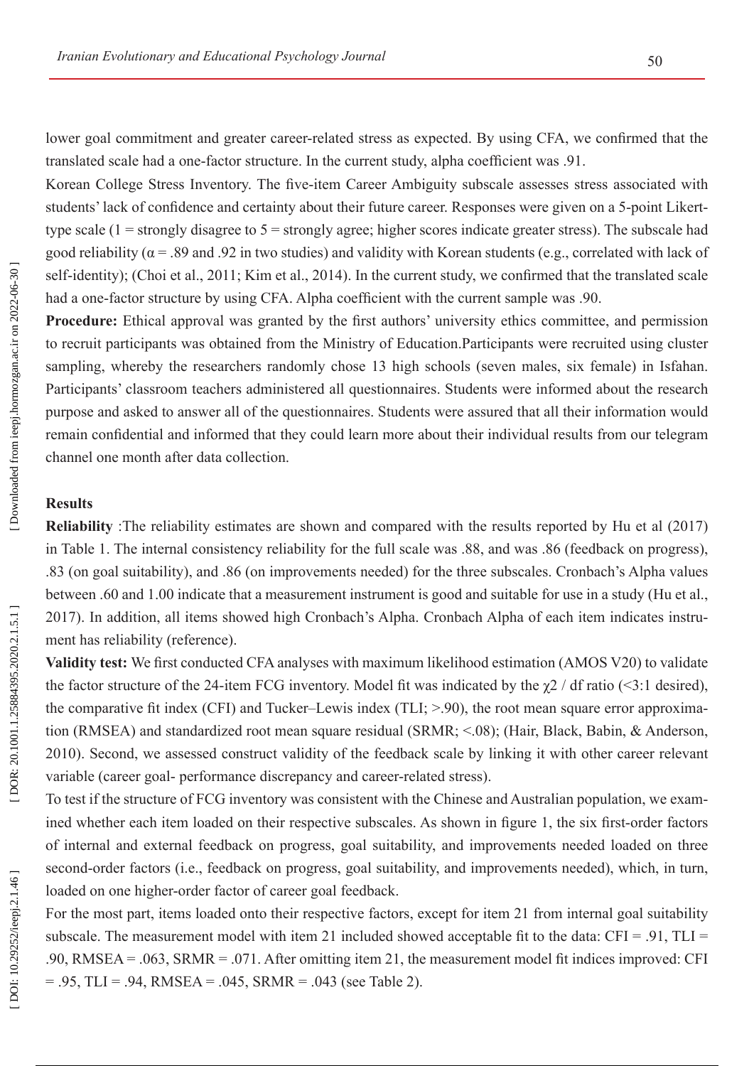lower goal commitment and greater career-related stress as expected. By using CFA, we confirmed that the translated scale had a one-factor structure. In the current study, alpha coefficient was .91.

Korean College Stress Inventory. The five-item Career Ambiguity subscale assesses stress associated with students' lack of confidence and certainty about their future career. Responses were given on a 5-point Likert-type scale (1 = strongly disagree to 5 = strongly agree; higher scores indicate greater stress). The subscale had good reliability ($\alpha$ = .89 and .92 in two studies) and validity with Korean students (e.g., correlated with lack of self-identity); (Choi et al., 2011; Kim et al., 2014). In the current study, we confirmed that the translated scale had a one-factor structure by using CFA. Alpha coefficient with the current sample was .90.

**Procedure:** Ethical approval was granted by the first authors' university ethics committee, and permission to recruit participants was obtained from the Ministry of Education.Participants were recruited using cluster sampling, whereby the researchers randomly chose 13 high schools (seven males, six female) in Isfahan. Participants' classroom teachers administered all questionnaires. Students were informed about the research purpose and asked to answer all of the questionnaires. Students were assured that all their information would remain confidential and informed that they could learn more about their individual results from our telegram channel one month after data collection.

## Results

**Reliability** :The reliability estimates are shown and compared with the results reported by Hu et al (2017) in Table 1. The internal consistency reliability for the full scale was .88, and was .86 (feedback on progress), .83 (on goal suitability), and .86 (on improvements needed) for the three subscales. Cronbach's Alpha values between .60 and 1.00 indicate that a measurement instrument is good and suitable for use in a study (Hu et al., 2017). In addition, all items showed high Cronbach's Alpha. Cronbach Alpha of each item indicates instrument has reliability (reference).

**Validity test:** We first conducted CFA analyses with maximum likelihood estimation (AMOS V20) to validate the factor structure of the 24-item FCG inventory. Model fit was indicated by the $\chi 2$ / df ratio (<3:1 desired), the comparative fit index (CFI) and Tucker–Lewis index (TLI; >.90), the root mean square error approximation (RMSEA) and standardized root mean square residual (SRMR; <.08); (Hair, Black, Babin, & Anderson, 2010). Second, we assessed construct validity of the feedback scale by linking it with other career relevant variable (career goal- performance discrepancy and career-related stress).

To test if the structure of FCG inventory was consistent with the Chinese and Australian population, we examined whether each item loaded on their respective subscales. As shown in figure 1, the six first-order factors of internal and external feedback on progress, goal suitability, and improvements needed loaded on three second-order factors (i.e., feedback on progress, goal suitability, and improvements needed), which, in turn, loaded on one higher-order factor of career goal feedback.

For the most part, items loaded onto their respective factors, except for item 21 from internal goal suitability subscale. The measurement model with item 21 included showed acceptable fit to the data: CFI = .91, TLI = .90, RMSEA = .063, SRMR = .071. After omitting item 21, the measurement model fit indices improved: CFI = .95, TLI = .94, RMSEA = .045, SRMR = .043 (see Table 2).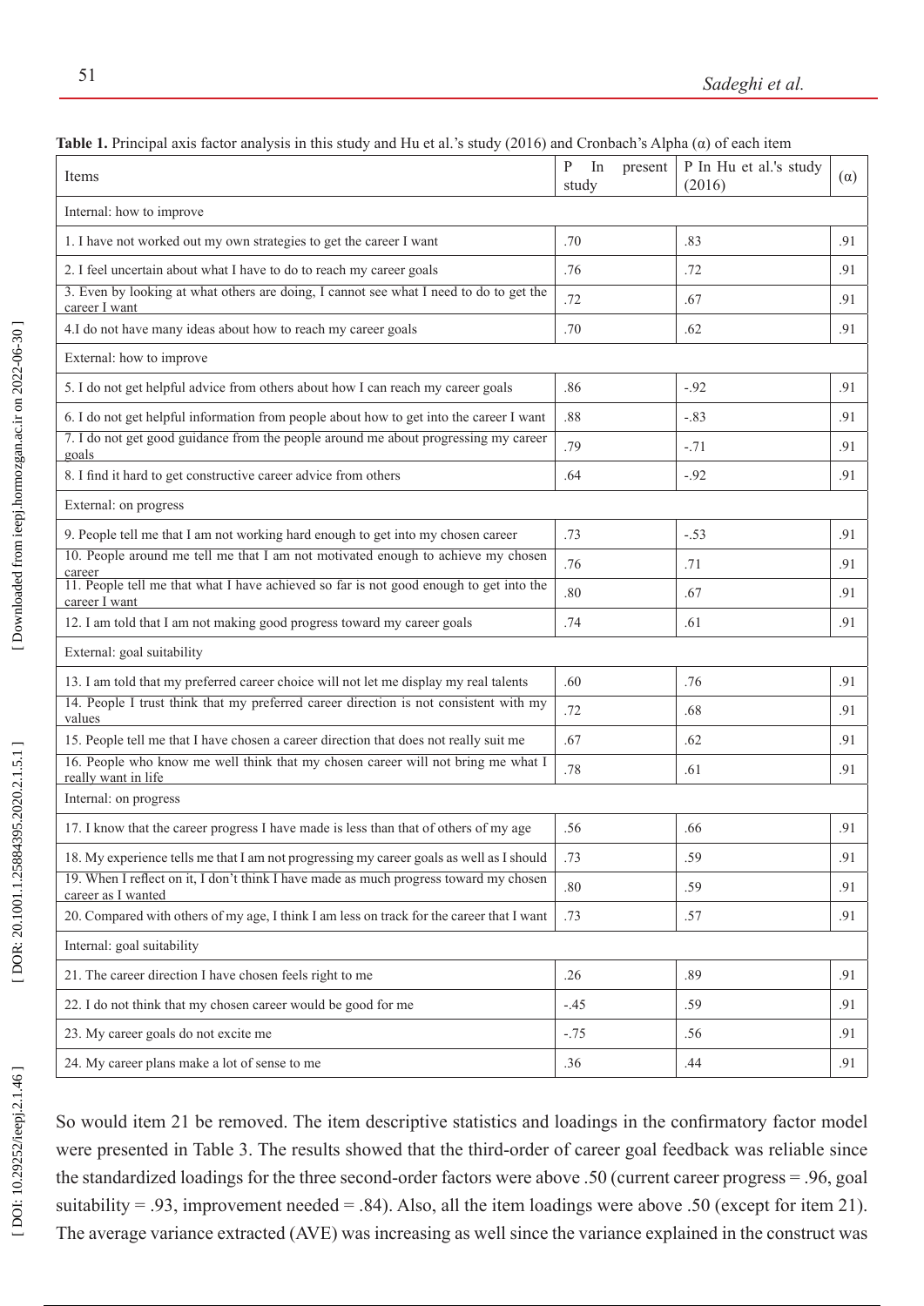**Table 1.** Principal axis factor analysis in this study and Hu et al.'s study (2016) and Cronbach's Alpha (α) of each item

| Items | P In present study | P In Hu et al.'s study (2016) | (α) |
|---|---|---|---|
| Internal: how to improve | | | |
| 1. I have not worked out my own strategies to get the career I want | .70 | .83 | .91 |
| 2. I feel uncertain about what I have to do to reach my career goals | .76 | .72 | .91 |
| 3. Even by looking at what others are doing, I cannot see what I need to do to get the career I want | .72 | .67 | .91 |
| 4.I do not have many ideas about how to reach my career goals | .70 | .62 | .91 |
| External: how to improve | | | |
| 5. I do not get helpful advice from others about how I can reach my career goals | .86 | -.92 | .91 |
| 6. I do not get helpful information from people about how to get into the career I want | .88 | -.83 | .91 |
| 7. I do not get good guidance from the people around me about progressing my career goals | .79 | -.71 | .91 |
| 8. I find it hard to get constructive career advice from others | .64 | -.92 | .91 |
| External: on progress | | | |
| 9. People tell me that I am not working hard enough to get into my chosen career | .73 | -.53 | .91 |
| 10. People around me tell me that I am not motivated enough to achieve my chosen career | .76 | .71 | .91 |
| 11. People tell me that what I have achieved so far is not good enough to get into the career I want | .80 | .67 | .91 |
| 12. I am told that I am not making good progress toward my career goals | .74 | .61 | .91 |
| External: goal suitability | | | |
| 13. I am told that my preferred career choice will not let me display my real talents | .60 | .76 | .91 |
| 14. People I trust think that my preferred career direction is not consistent with my values | .72 | .68 | .91 |
| 15. People tell me that I have chosen a career direction that does not really suit me | .67 | .62 | .91 |
| 16. People who know me well think that my chosen career will not bring me what I really want in life | .78 | .61 | .91 |
| Internal: on progress | | | |
| 17. I know that the career progress I have made is less than that of others of my age | .56 | .66 | .91 |
| 18. My experience tells me that I am not progressing my career goals as well as I should | .73 | .59 | .91 |
| 19. When I reflect on it, I don't think I have made as much progress toward my chosen career as I wanted | .80 | .59 | .91 |
| 20. Compared with others of my age, I think I am less on track for the career that I want | .73 | .57 | .91 |
| Internal: goal suitability | | | |
| 21. The career direction I have chosen feels right to me | .26 | .89 | .91 |
| 22. I do not think that my chosen career would be good for me | -.45 | .59 | .91 |
| 23. My career goals do not excite me | -.75 | .56 | .91 |
| 24. My career plans make a lot of sense to me | .36 | .44 | .91 |

So would item 21 be removed. The item descriptive statistics and loadings in the confirmatory factor model were presented in Table 3. The results showed that the third-order of career goal feedback was reliable since the standardized loadings for the three second-order factors were above .50 (current career progress = .96, goal suitability = .93, improvement needed = .84). Also, all the item loadings were above .50 (except for item 21). The average variance extracted (AVE) was increasing as well since the variance explained in the construct was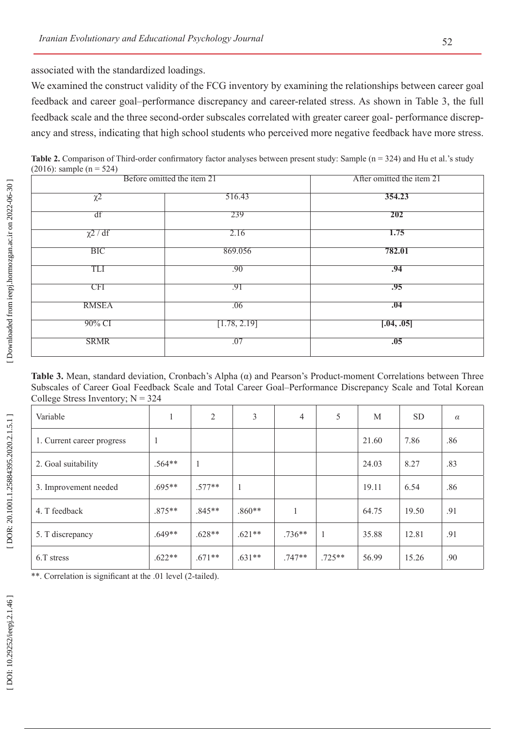associated with the standardized loadings.

We examined the construct validity of the FCG inventory by examining the relationships between career goal feedback and career goal–performance discrepancy and career-related stress. As shown in Table 3, the full feedback scale and the three second-order subscales correlated with greater career goal- performance discrepancy and stress, indicating that high school students who perceived more negative feedback have more stress.

**Table 2.** Comparison of Third-order confirmatory factor analyses between present study: Sample (n = 324) and Hu et al.'s study (2016): sample (n = 524)

| Before omitted the item 21 | | After omitted the item 21 |
|---|---|---|
| $\chi 2$ | 516.43 | **354.23** |
| df | 239 | **202** |
| $\chi 2$ / df | 2.16 | **1.75** |
| BIC | 869.056 | **782.01** |
| TLI | .90 | **.94** |
| CFI | .91 | **.95** |
| RMSEA | .06 | **.04** |
| 90% CI | [1.78, 2.19] | **[.04, .05]** |
| SRMR | .07 | **.05** |

**Table 3.** Mean, standard deviation, Cronbach's Alpha (α) and Pearson's Product-moment Correlations between Three Subscales of Career Goal Feedback Scale and Total Career Goal–Performance Discrepancy Scale and Total Korean College Stress Inventory; N = 324

| Variable | 1 | 2 | 3 | 4 | 5 | M | SD | *α* |
|---|---|---|---|---|---|---|---|---|
| 1. Current career progress | 1 | | | | | 21.60 | 7.86 | .86 |
| 2. Goal suitability | .564** | 1 | | | | 24.03 | 8.27 | .83 |
| 3. Improvement needed | .695** | .577** | 1 | | | 19.11 | 6.54 | .86 |
| 4. T feedback | .875** | .845** | .860** | 1 | | 64.75 | 19.50 | .91 |
| 5. T discrepancy | .649** | .628** | .621** | .736** | 1 | 35.88 | 12.81 | .91 |
| 6.T stress | .622** | .671** | .631** | .747** | .725** | 56.99 | 15.26 | .90 |

**. Correlation is significant at the .01 level (2-tailed).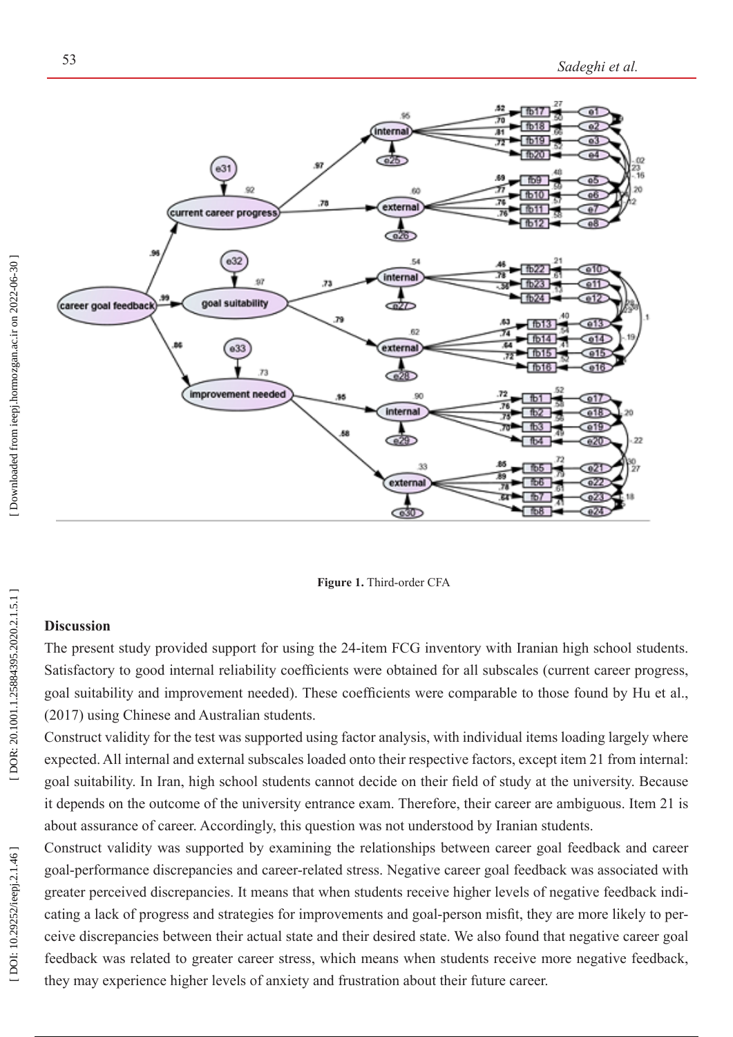**Figure 1.** Third-order CFA

### Discussion

The present study provided support for using the 24-item FCG inventory with Iranian high school students. Satisfactory to good internal reliability coefficients were obtained for all subscales (current career progress, goal suitability and improvement needed). These coefficients were comparable to those found by Hu et al., (2017) using Chinese and Australian students.

Construct validity for the test was supported using factor analysis, with individual items loading largely where expected. All internal and external subscales loaded onto their respective factors, except item 21 from internal: goal suitability. In Iran, high school students cannot decide on their field of study at the university. Because it depends on the outcome of the university entrance exam. Therefore, their career are ambiguous. Item 21 is about assurance of career. Accordingly, this question was not understood by Iranian students.

Construct validity was supported by examining the relationships between career goal feedback and career goal-performance discrepancies and career-related stress. Negative career goal feedback was associated with greater perceived discrepancies. It means that when students receive higher levels of negative feedback indicating a lack of progress and strategies for improvements and goal-person misfit, they are more likely to perceive discrepancies between their actual state and their desired state. We also found that negative career goal feedback was related to greater career stress, which means when students receive more negative feedback, they may experience higher levels of anxiety and frustration about their future career.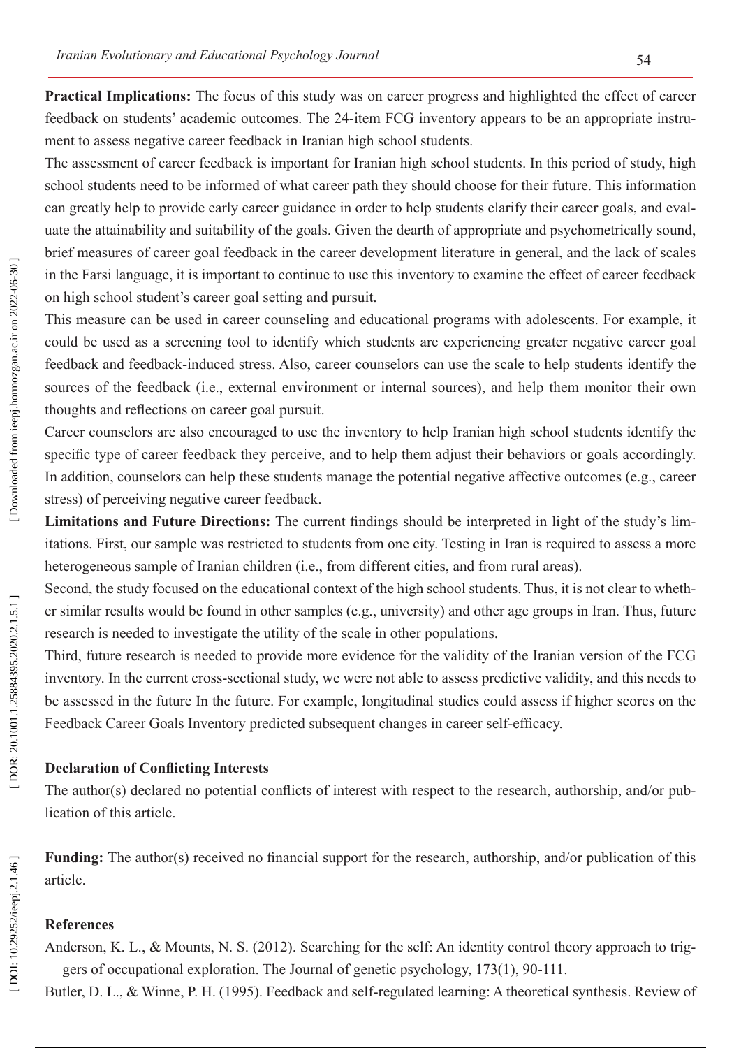**Practical Implications:** The focus of this study was on career progress and highlighted the effect of career feedback on students' academic outcomes. The 24-item FCG inventory appears to be an appropriate instrument to assess negative career feedback in Iranian high school students.

The assessment of career feedback is important for Iranian high school students. In this period of study, high school students need to be informed of what career path they should choose for their future. This information can greatly help to provide early career guidance in order to help students clarify their career goals, and evaluate the attainability and suitability of the goals. Given the dearth of appropriate and psychometrically sound, brief measures of career goal feedback in the career development literature in general, and the lack of scales in the Farsi language, it is important to continue to use this inventory to examine the effect of career feedback on high school student's career goal setting and pursuit.

This measure can be used in career counseling and educational programs with adolescents. For example, it could be used as a screening tool to identify which students are experiencing greater negative career goal feedback and feedback-induced stress. Also, career counselors can use the scale to help students identify the sources of the feedback (i.e., external environment or internal sources), and help them monitor their own thoughts and reflections on career goal pursuit.

Career counselors are also encouraged to use the inventory to help Iranian high school students identify the specific type of career feedback they perceive, and to help them adjust their behaviors or goals accordingly. In addition, counselors can help these students manage the potential negative affective outcomes (e.g., career stress) of perceiving negative career feedback.

**Limitations and Future Directions:** The current findings should be interpreted in light of the study's limitations. First, our sample was restricted to students from one city. Testing in Iran is required to assess a more heterogeneous sample of Iranian children (i.e., from different cities, and from rural areas).

Second, the study focused on the educational context of the high school students. Thus, it is not clear to whether similar results would be found in other samples (e.g., university) and other age groups in Iran. Thus, future research is needed to investigate the utility of the scale in other populations.

Third, future research is needed to provide more evidence for the validity of the Iranian version of the FCG inventory. In the current cross-sectional study, we were not able to assess predictive validity, and this needs to be assessed in the future In the future. For example, longitudinal studies could assess if higher scores on the Feedback Career Goals Inventory predicted subsequent changes in career self-efficacy.

### Declaration of Conflicting Interests

The author(s) declared no potential conflicts of interest with respect to the research, authorship, and/or publication of this article.

**Funding:** The author(s) received no financial support for the research, authorship, and/or publication of this article.

### References

Anderson, K. L., & Mounts, N. S. (2012). Searching for the self: An identity control theory approach to triggers of occupational exploration. The Journal of genetic psychology, 173(1), 90-111.

Butler, D. L., & Winne, P. H. (1995). Feedback and self-regulated learning: A theoretical synthesis. Review of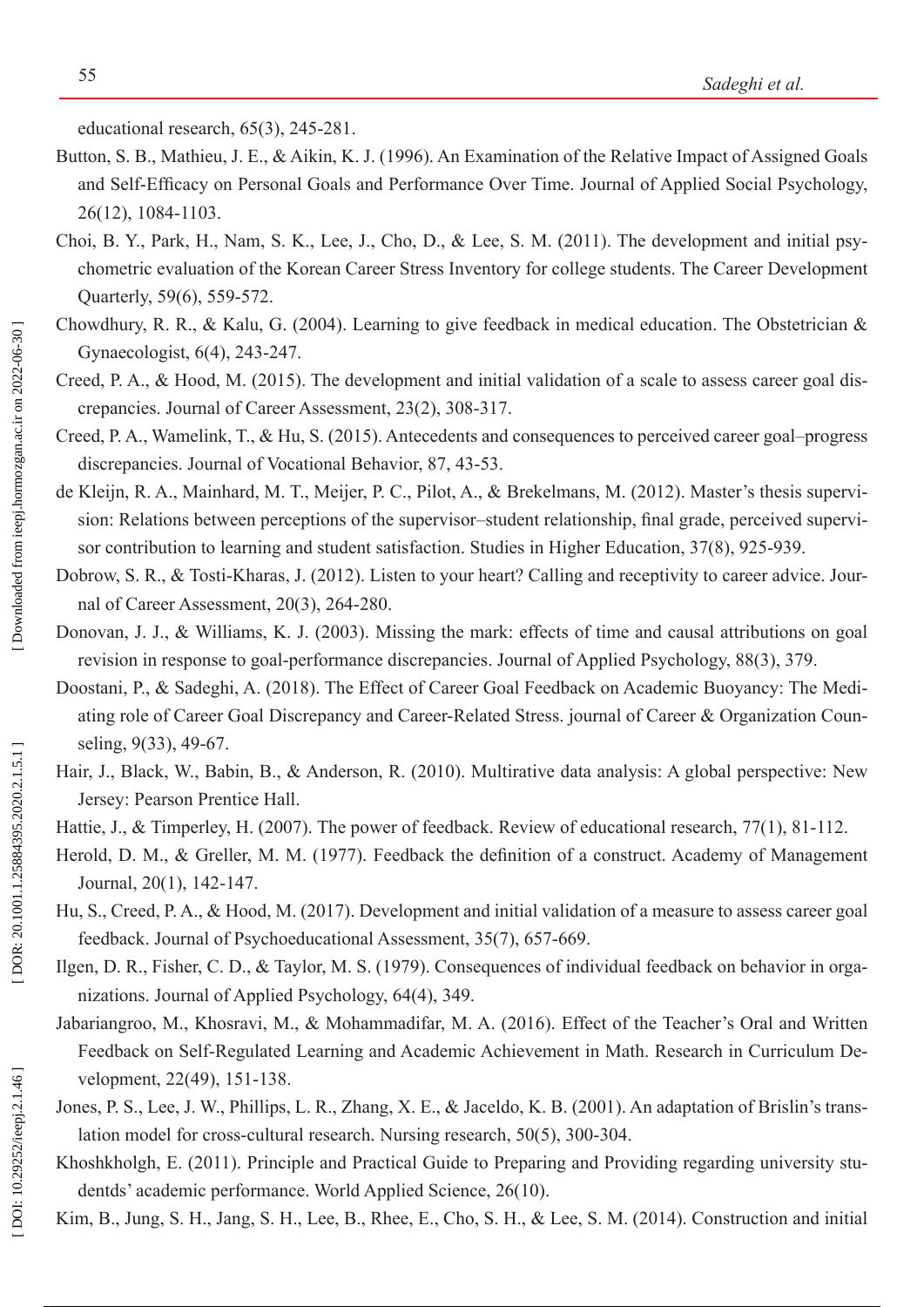educational research, 65(3), 245-281.

Button, S. B., Mathieu, J. E., & Aikin, K. J. (1996). An Examination of the Relative Impact of Assigned Goals and Self-Efficacy on Personal Goals and Performance Over Time. Journal of Applied Social Psychology, 26(12), 1084-1103.

Choi, B. Y., Park, H., Nam, S. K., Lee, J., Cho, D., & Lee, S. M. (2011). The development and initial psychometric evaluation of the Korean Career Stress Inventory for college students. The Career Development Quarterly, 59(6), 559-572.

Chowdhury, R. R., & Kalu, G. (2004). Learning to give feedback in medical education. The Obstetrician & Gynaecologist, 6(4), 243-247.

Creed, P. A., & Hood, M. (2015). The development and initial validation of a scale to assess career goal discrepancies. Journal of Career Assessment, 23(2), 308-317.

Creed, P. A., Wamelink, T., & Hu, S. (2015). Antecedents and consequences to perceived career goal–progress discrepancies. Journal of Vocational Behavior, 87, 43-53.

de Kleijn, R. A., Mainhard, M. T., Meijer, P. C., Pilot, A., & Brekelmans, M. (2012). Master's thesis supervision: Relations between perceptions of the supervisor–student relationship, final grade, perceived supervisor contribution to learning and student satisfaction. Studies in Higher Education, 37(8), 925-939.

Dobrow, S. R., & Tosti-Kharas, J. (2012). Listen to your heart? Calling and receptivity to career advice. Journal of Career Assessment, 20(3), 264-280.

Donovan, J. J., & Williams, K. J. (2003). Missing the mark: effects of time and causal attributions on goal revision in response to goal-performance discrepancies. Journal of Applied Psychology, 88(3), 379.

Doostani, P., & Sadeghi, A. (2018). The Effect of Career Goal Feedback on Academic Buoyancy: The Mediating role of Career Goal Discrepancy and Career-Related Stress. journal of Career & Organization Counseling, 9(33), 49-67.

Hair, J., Black, W., Babin, B., & Anderson, R. (2010). Multirative data analysis: A global perspective: New Jersey: Pearson Prentice Hall.

Hattie, J., & Timperley, H. (2007). The power of feedback. Review of educational research, 77(1), 81-112.

Herold, D. M., & Greller, M. M. (1977). Feedback the definition of a construct. Academy of Management Journal, 20(1), 142-147.

Hu, S., Creed, P. A., & Hood, M. (2017). Development and initial validation of a measure to assess career goal feedback. Journal of Psychoeducational Assessment, 35(7), 657-669.

Ilgen, D. R., Fisher, C. D., & Taylor, M. S. (1979). Consequences of individual feedback on behavior in organizations. Journal of Applied Psychology, 64(4), 349.

Jabariangroo, M., Khosravi, M., & Mohammadifar, M. A. (2016). Effect of the Teacher's Oral and Written Feedback on Self-Regulated Learning and Academic Achievement in Math. Research in Curriculum Development, 22(49), 151-138.

Jones, P. S., Lee, J. W., Phillips, L. R., Zhang, X. E., & Jaceldo, K. B. (2001). An adaptation of Brislin's translation model for cross-cultural research. Nursing research, 50(5), 300-304.

Khoshkholgh, E. (2011). Principle and Practical Guide to Preparing and Providing regarding university studentds' academic performance. World Applied Science, 26(10).

Kim, B., Jung, S. H., Jang, S. H., Lee, B., Rhee, E., Cho, S. H., & Lee, S. M. (2014). Construction and initial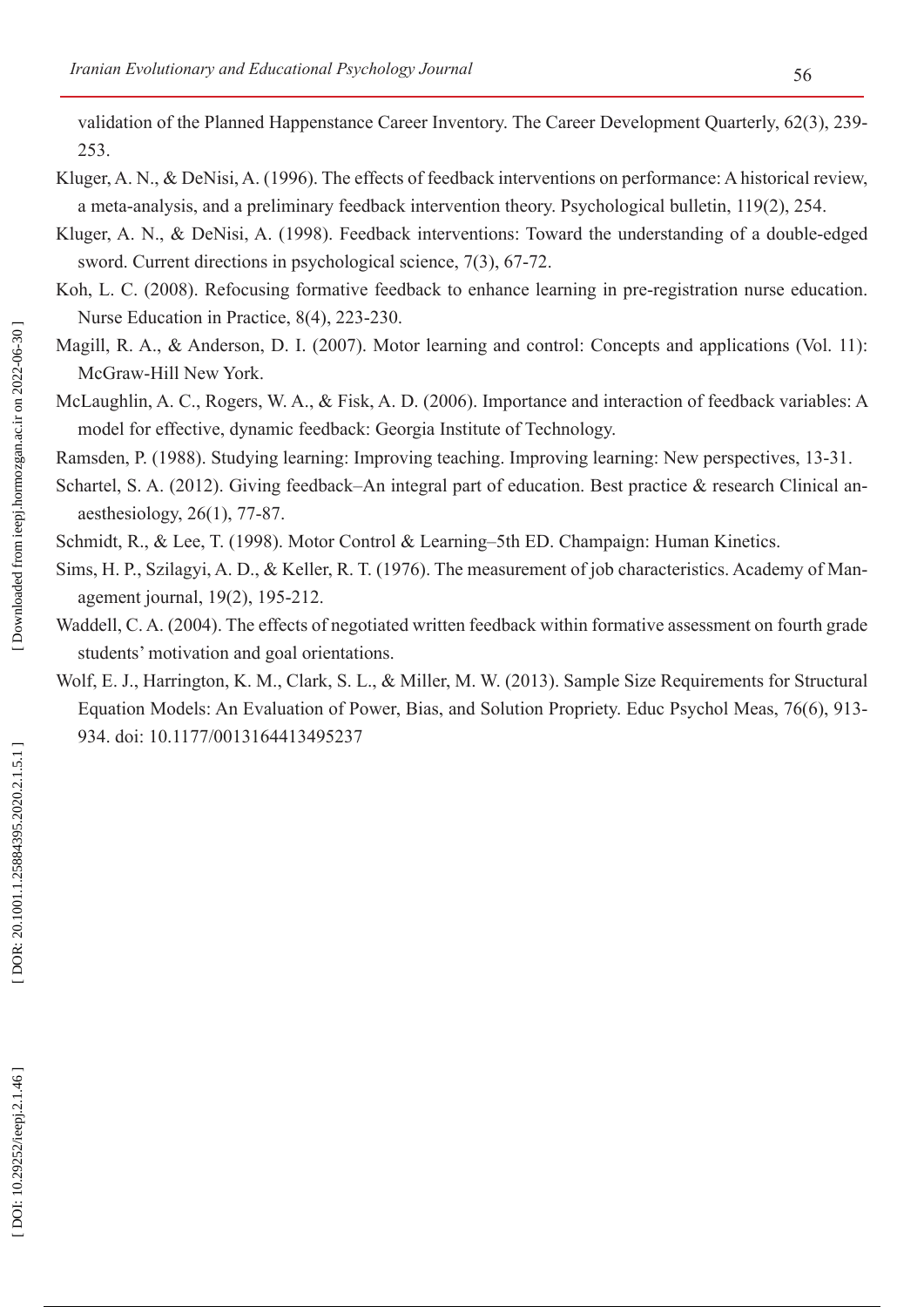validation of the Planned Happenstance Career Inventory. The Career Development Quarterly, 62(3), 239-253.

Kluger, A. N., & DeNisi, A. (1996). The effects of feedback interventions on performance: A historical review, a meta-analysis, and a preliminary feedback intervention theory. Psychological bulletin, 119(2), 254.

Kluger, A. N., & DeNisi, A. (1998). Feedback interventions: Toward the understanding of a double-edged sword. Current directions in psychological science, 7(3), 67-72.

Koh, L. C. (2008). Refocusing formative feedback to enhance learning in pre-registration nurse education. Nurse Education in Practice, 8(4), 223-230.

Magill, R. A., & Anderson, D. I. (2007). Motor learning and control: Concepts and applications (Vol. 11): McGraw-Hill New York.

McLaughlin, A. C., Rogers, W. A., & Fisk, A. D. (2006). Importance and interaction of feedback variables: A model for effective, dynamic feedback: Georgia Institute of Technology.

Ramsden, P. (1988). Studying learning: Improving teaching. Improving learning: New perspectives, 13-31.

Schartel, S. A. (2012). Giving feedback–An integral part of education. Best practice & research Clinical anaesthesiology, 26(1), 77-87.

Schmidt, R., & Lee, T. (1998). Motor Control & Learning–5th ED. Champaign: Human Kinetics.

Sims, H. P., Szilagyi, A. D., & Keller, R. T. (1976). The measurement of job characteristics. Academy of Management journal, 19(2), 195-212.

Waddell, C. A. (2004). The effects of negotiated written feedback within formative assessment on fourth grade students' motivation and goal orientations.

Wolf, E. J., Harrington, K. M., Clark, S. L., & Miller, M. W. (2013). Sample Size Requirements for Structural Equation Models: An Evaluation of Power, Bias, and Solution Propriety. Educ Psychol Meas, 76(6), 913-934. doi: 10.1177/0013164413495237